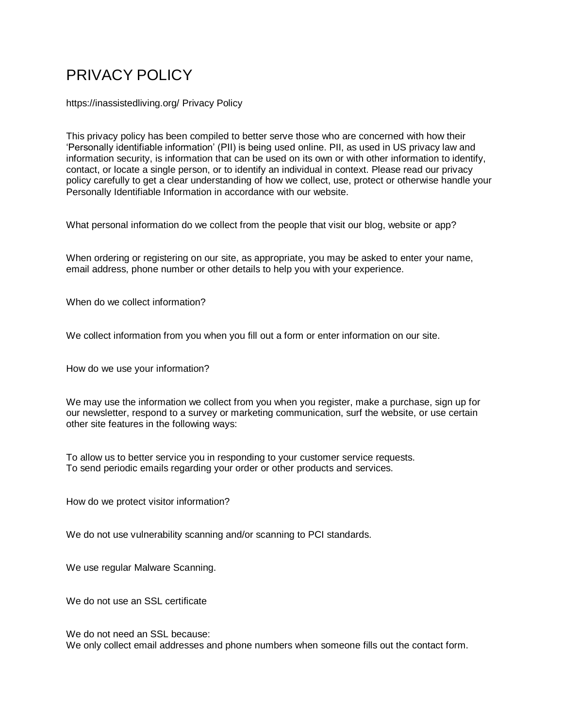# PRIVACY POLICY

https://inassistedliving.org/ Privacy Policy

This privacy policy has been compiled to better serve those who are concerned with how their 'Personally identifiable information' (PII) is being used online. PII, as used in US privacy law and information security, is information that can be used on its own or with other information to identify, contact, or locate a single person, or to identify an individual in context. Please read our privacy policy carefully to get a clear understanding of how we collect, use, protect or otherwise handle your Personally Identifiable Information in accordance with our website.

What personal information do we collect from the people that visit our blog, website or app?

When ordering or registering on our site, as appropriate, you may be asked to enter your name, email address, phone number or other details to help you with your experience.

When do we collect information?

We collect information from you when you fill out a form or enter information on our site.

How do we use your information?

We may use the information we collect from you when you register, make a purchase, sign up for our newsletter, respond to a survey or marketing communication, surf the website, or use certain other site features in the following ways:

To allow us to better service you in responding to your customer service requests.
To send periodic emails regarding your order or other products and services.

How do we protect visitor information?

We do not use vulnerability scanning and/or scanning to PCI standards.

We use regular Malware Scanning.

We do not use an SSL certificate

We do not need an SSL because:
We only collect email addresses and phone numbers when someone fills out the contact form.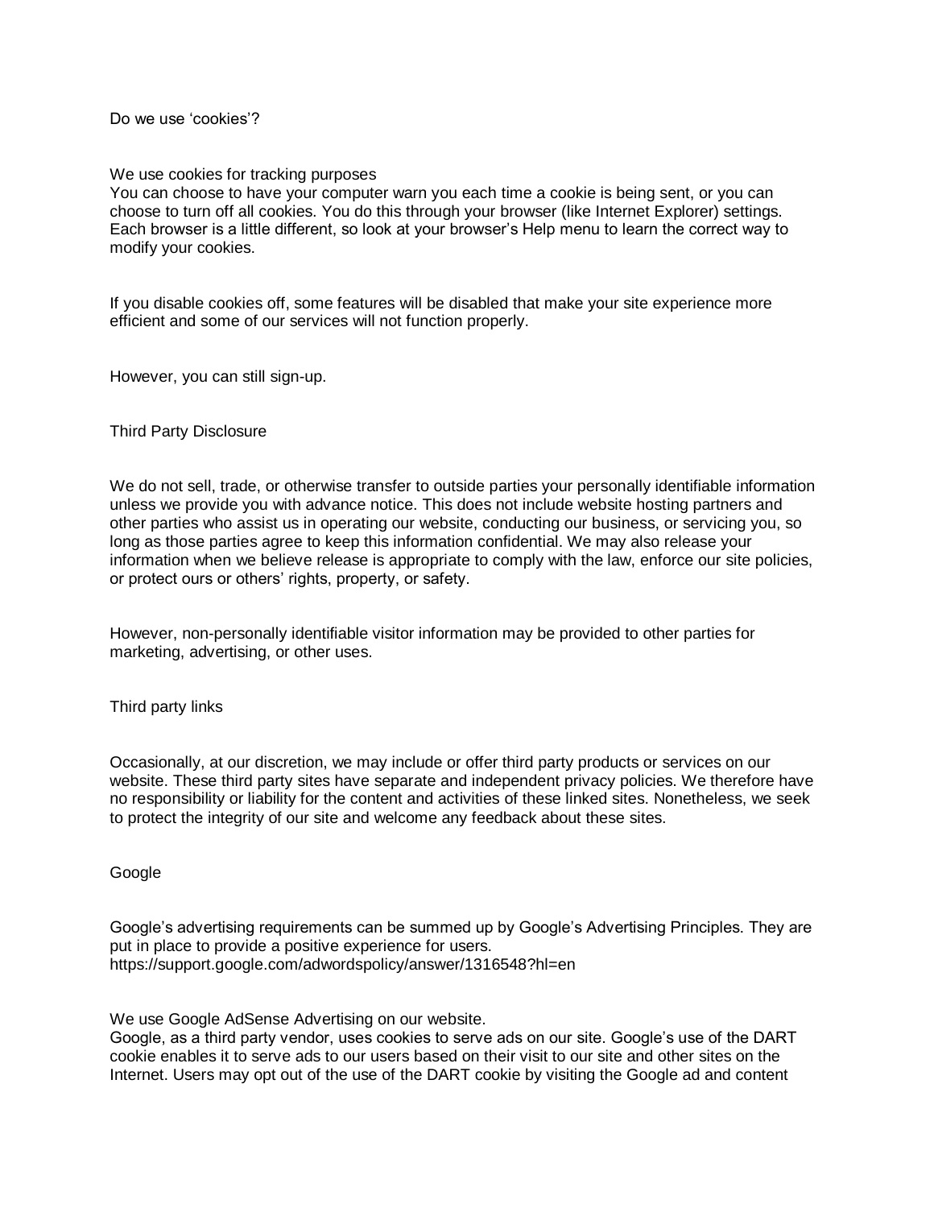Do we use 'cookies'?

We use cookies for tracking purposes
You can choose to have your computer warn you each time a cookie is being sent, or you can choose to turn off all cookies. You do this through your browser (like Internet Explorer) settings. Each browser is a little different, so look at your browser's Help menu to learn the correct way to modify your cookies.

If you disable cookies off, some features will be disabled that make your site experience more efficient and some of our services will not function properly.

However, you can still sign-up.

Third Party Disclosure

We do not sell, trade, or otherwise transfer to outside parties your personally identifiable information unless we provide you with advance notice. This does not include website hosting partners and other parties who assist us in operating our website, conducting our business, or servicing you, so long as those parties agree to keep this information confidential. We may also release your information when we believe release is appropriate to comply with the law, enforce our site policies, or protect ours or others' rights, property, or safety.

However, non-personally identifiable visitor information may be provided to other parties for marketing, advertising, or other uses.

Third party links

Occasionally, at our discretion, we may include or offer third party products or services on our website. These third party sites have separate and independent privacy policies. We therefore have no responsibility or liability for the content and activities of these linked sites. Nonetheless, we seek to protect the integrity of our site and welcome any feedback about these sites.

Google

Google's advertising requirements can be summed up by Google's Advertising Principles. They are put in place to provide a positive experience for users.
https://support.google.com/adwordspolicy/answer/1316548?hl=en

We use Google AdSense Advertising on our website.
Google, as a third party vendor, uses cookies to serve ads on our site. Google's use of the DART cookie enables it to serve ads to our users based on their visit to our site and other sites on the Internet. Users may opt out of the use of the DART cookie by visiting the Google ad and content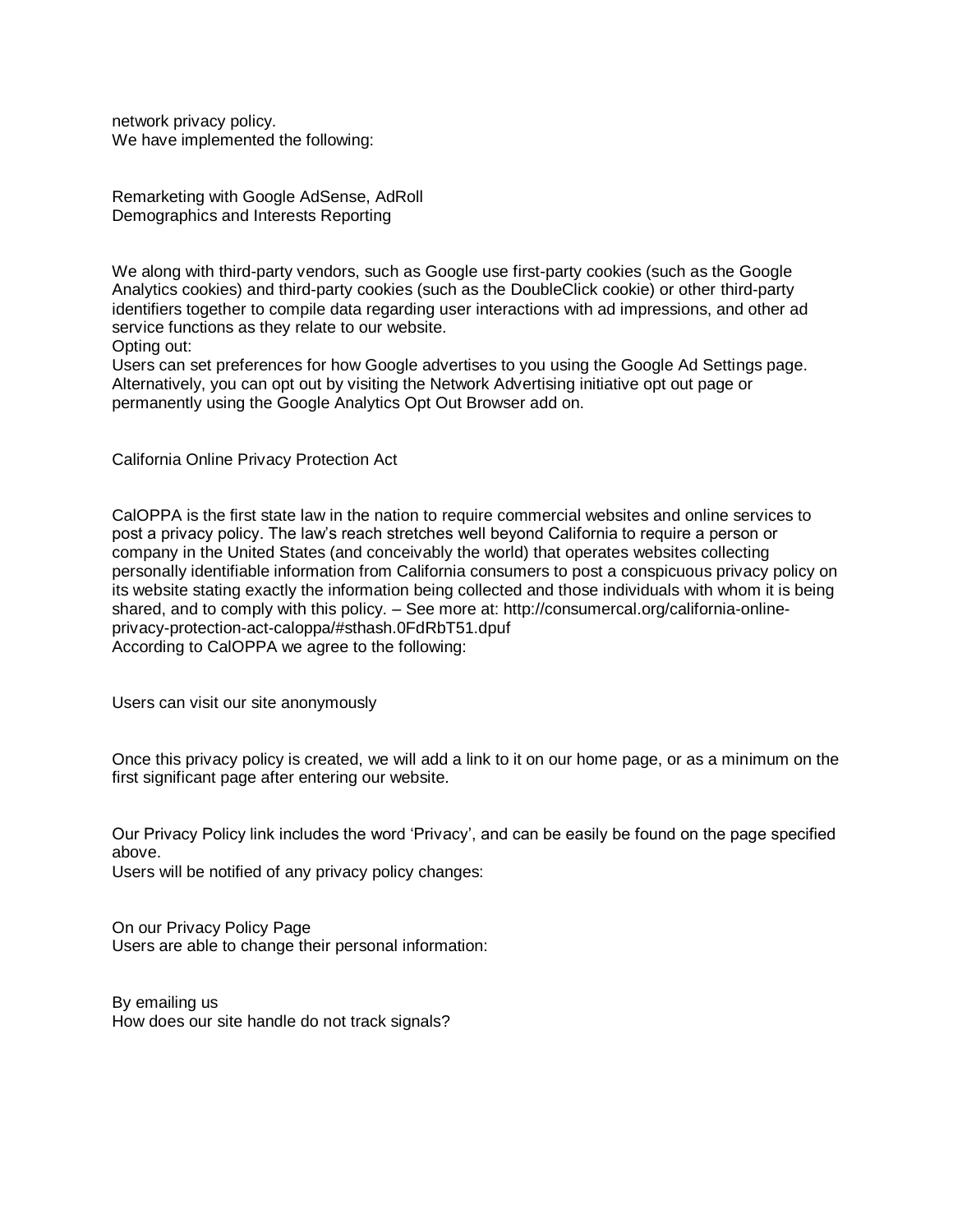network privacy policy.
We have implemented the following:

Remarketing with Google AdSense, AdRoll
Demographics and Interests Reporting

We along with third-party vendors, such as Google use first-party cookies (such as the Google Analytics cookies) and third-party cookies (such as the DoubleClick cookie) or other third-party identifiers together to compile data regarding user interactions with ad impressions, and other ad service functions as they relate to our website.
Opting out:
Users can set preferences for how Google advertises to you using the Google Ad Settings page. Alternatively, you can opt out by visiting the Network Advertising initiative opt out page or permanently using the Google Analytics Opt Out Browser add on.

California Online Privacy Protection Act

CalOPPA is the first state law in the nation to require commercial websites and online services to post a privacy policy. The law's reach stretches well beyond California to require a person or company in the United States (and conceivably the world) that operates websites collecting personally identifiable information from California consumers to post a conspicuous privacy policy on its website stating exactly the information being collected and those individuals with whom it is being shared, and to comply with this policy. – See more at: http://consumercal.org/california-online-privacy-protection-act-caloppa/#sthash.0FdRbT51.dpuf
According to CalOPPA we agree to the following:

Users can visit our site anonymously

Once this privacy policy is created, we will add a link to it on our home page, or as a minimum on the first significant page after entering our website.

Our Privacy Policy link includes the word 'Privacy', and can be easily be found on the page specified above.
Users will be notified of any privacy policy changes:

On our Privacy Policy Page
Users are able to change their personal information:

By emailing us
How does our site handle do not track signals?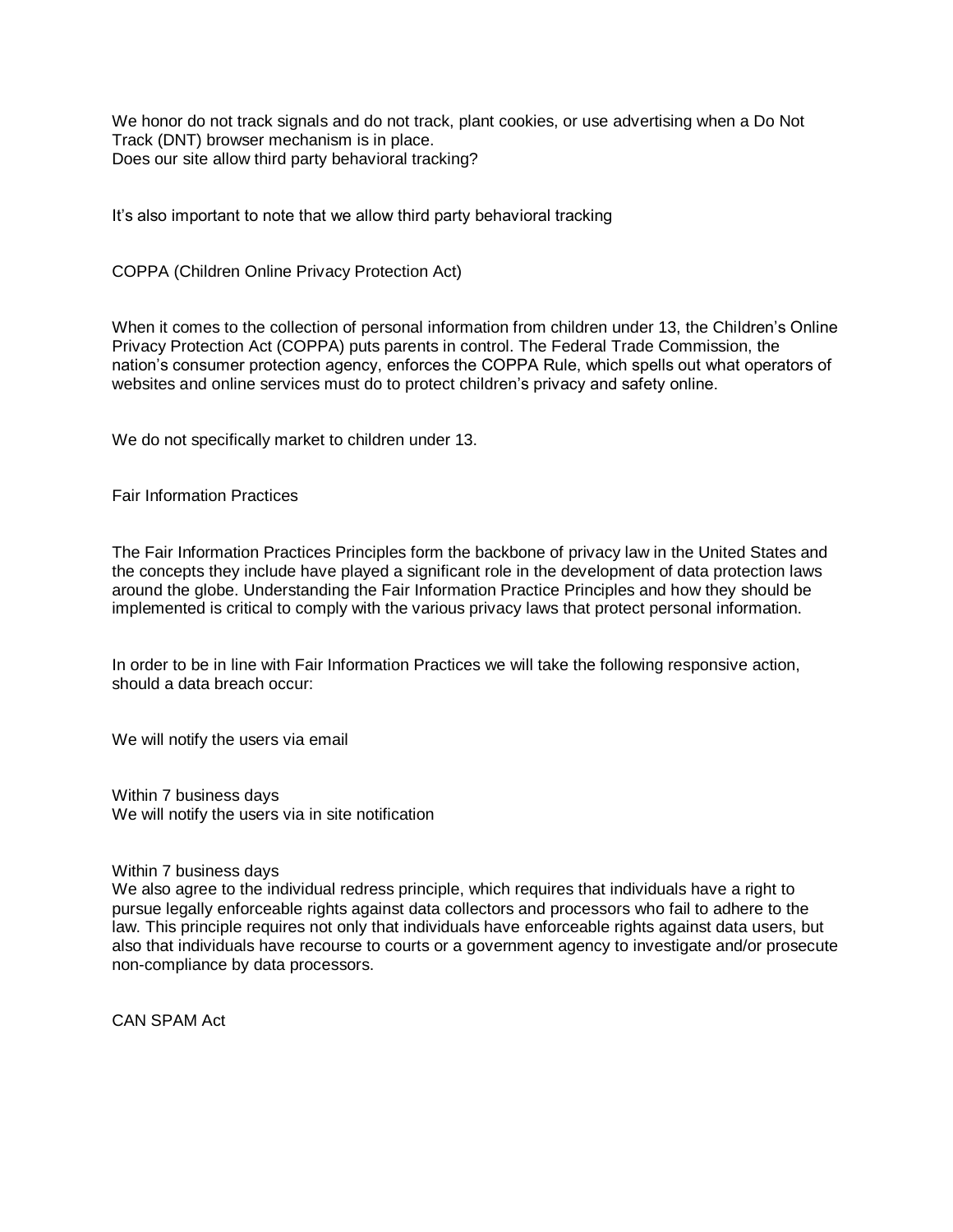We honor do not track signals and do not track, plant cookies, or use advertising when a Do Not Track (DNT) browser mechanism is in place.
Does our site allow third party behavioral tracking?

It's also important to note that we allow third party behavioral tracking

COPPA (Children Online Privacy Protection Act)

When it comes to the collection of personal information from children under 13, the Children's Online Privacy Protection Act (COPPA) puts parents in control. The Federal Trade Commission, the nation's consumer protection agency, enforces the COPPA Rule, which spells out what operators of websites and online services must do to protect children's privacy and safety online.

We do not specifically market to children under 13.

Fair Information Practices

The Fair Information Practices Principles form the backbone of privacy law in the United States and the concepts they include have played a significant role in the development of data protection laws around the globe. Understanding the Fair Information Practice Principles and how they should be implemented is critical to comply with the various privacy laws that protect personal information.

In order to be in line with Fair Information Practices we will take the following responsive action, should a data breach occur:

We will notify the users via email

Within 7 business days
We will notify the users via in site notification

Within 7 business days
We also agree to the individual redress principle, which requires that individuals have a right to pursue legally enforceable rights against data collectors and processors who fail to adhere to the law. This principle requires not only that individuals have enforceable rights against data users, but also that individuals have recourse to courts or a government agency to investigate and/or prosecute non-compliance by data processors.

CAN SPAM Act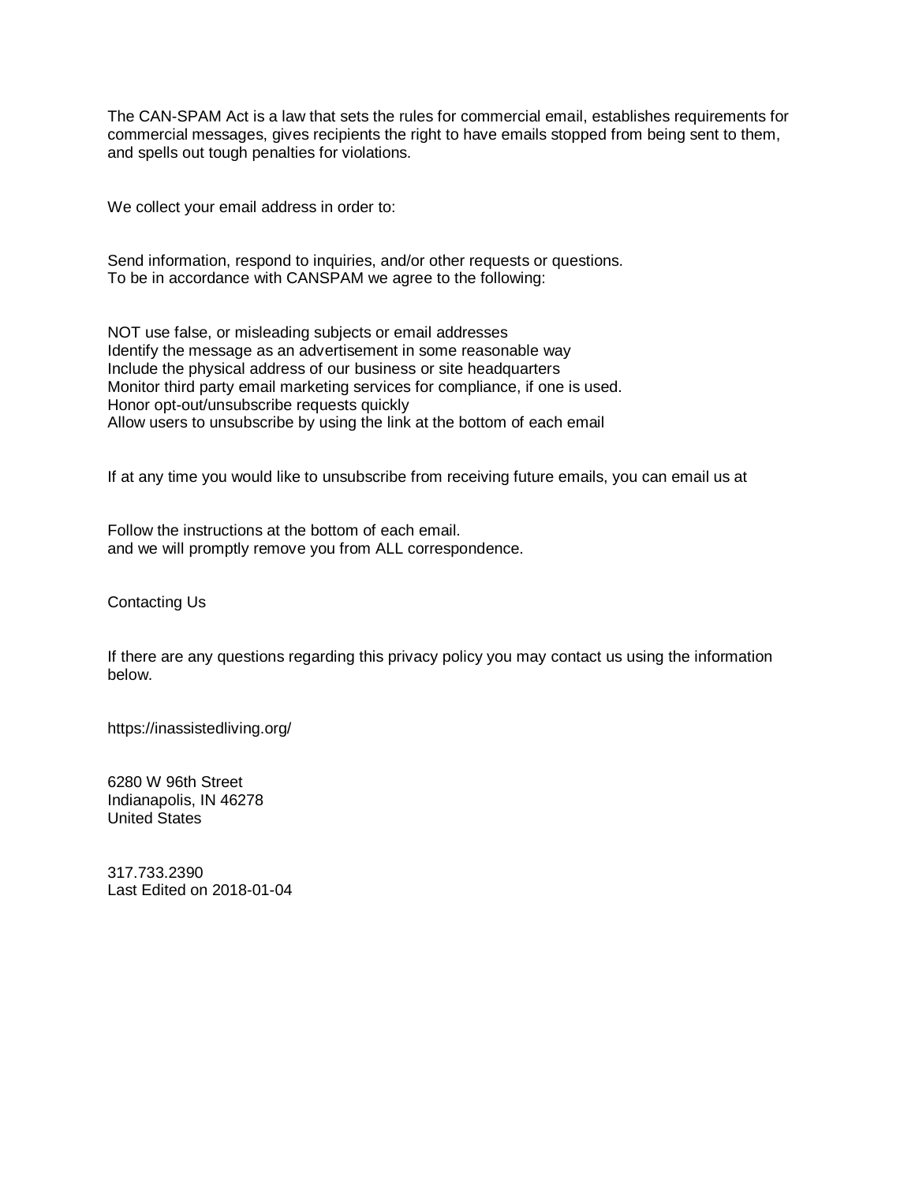The CAN-SPAM Act is a law that sets the rules for commercial email, establishes requirements for commercial messages, gives recipients the right to have emails stopped from being sent to them, and spells out tough penalties for violations.

We collect your email address in order to:

Send information, respond to inquiries, and/or other requests or questions.
To be in accordance with CANSPAM we agree to the following:

NOT use false, or misleading subjects or email addresses
Identify the message as an advertisement in some reasonable way
Include the physical address of our business or site headquarters
Monitor third party email marketing services for compliance, if one is used.
Honor opt-out/unsubscribe requests quickly
Allow users to unsubscribe by using the link at the bottom of each email

If at any time you would like to unsubscribe from receiving future emails, you can email us at

Follow the instructions at the bottom of each email.
and we will promptly remove you from ALL correspondence.

Contacting Us

If there are any questions regarding this privacy policy you may contact us using the information below.

https://inassistedliving.org/

6280 W 96th Street
Indianapolis, IN 46278
United States

317.733.2390
Last Edited on 2018-01-04